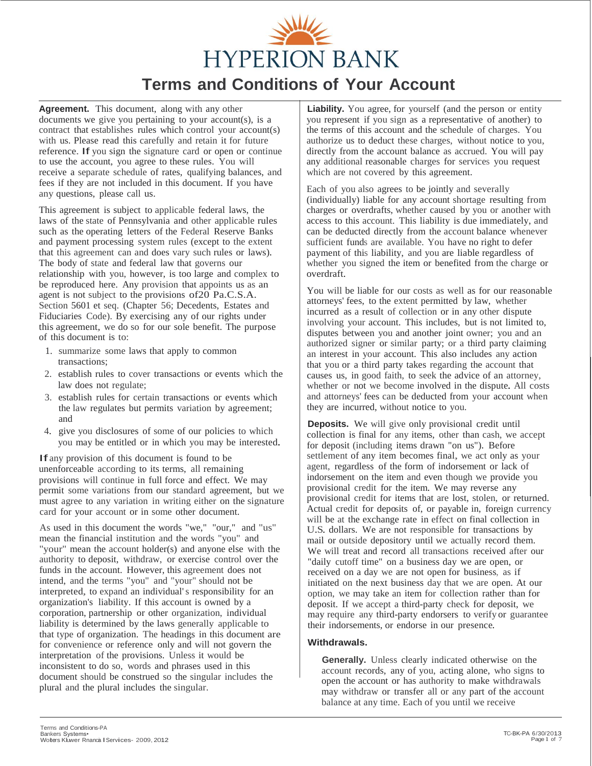# HYPERION BANK

## Terms and Conditions of Your Account

**Agreement.** This document, along with any other documents we give you pertaining to your account(s), is a contract that establishes rules which control your account(s) with us. Please read this carefully and retain it for future reference. If you sign the signature card or open or continue to use the account, you agree to these rules. You will receive a separate schedule of rates, qualifying balances, and fees if they are not included in this document. If you have any questions, please call us.

This agreement is subject to applicable federal laws, the laws of the state of Pennsylvania and other applicable rules such as the operating letters of the Federal Reserve Banks and payment processing system rules (except to the extent that this agreement can and does vary such rules or laws). The body of state and federal law that governs our relationship with you, however, is too large and complex to be reproduced here. Any provision that appoints us as an agent is not subject to the provisions of 20 Pa.C.S.A. Section 5601 et seq. (Chapter 56; Decedents, Estates and Fiduciaries Code). By exercising any of our rights under this agreement, we do so for our sole benefit. The purpose of this document is to:

1. summarize some laws that apply to common transactions;
2. establish rules to cover transactions or events which the law does not regulate;
3. establish rules for certain transactions or events which the law regulates but permits variation by agreement; and
4. give you disclosures of some of our policies to which you may be entitled or in which you may be interested.

If any provision of this document is found to be unenforceable according to its terms, all remaining provisions will continue in full force and effect. We may permit some variations from our standard agreement, but we must agree to any variation in writing either on the signature card for your account or in some other document.

As used in this document the words "we," "our," and "us" mean the financial institution and the words "you" and "your" mean the account holder(s) and anyone else with the authority to deposit, withdraw, or exercise control over the funds in the account. However, this agreement does not intend, and the terms "you" and "your" should not be interpreted, to expand an individual's responsibility for an organization's liability. If this account is owned by a corporation, partnership or other organization, individual liability is determined by the laws generally applicable to that type of organization. The headings in this document are for convenience or reference only and will not govern the interpretation of the provisions. Unless it would be inconsistent to do so, words and phrases used in this document should be construed so the singular includes the plural and the plural includes the singular.

**Liability.** You agree, for yourself (and the person or entity you represent if you sign as a representative of another) to the terms of this account and the schedule of charges. You authorize us to deduct these charges, without notice to you, directly from the account balance as accrued. You will pay any additional reasonable charges for services you request which are not covered by this agreement.

Each of you also agrees to be jointly and severally (individually) liable for any account shortage resulting from charges or overdrafts, whether caused by you or another with access to this account. This liability is due immediately, and can be deducted directly from the account balance whenever sufficient funds are available. You have no right to defer payment of this liability, and you are liable regardless of whether you signed the item or benefited from the charge or overdraft.

You will be liable for our costs as well as for our reasonable attorneys' fees, to the extent permitted by law, whether incurred as a result of collection or in any other dispute involving your account. This includes, but is not limited to, disputes between you and another joint owner; you and an authorized signer or similar party; or a third party claiming an interest in your account. This also includes any action that you or a third party takes regarding the account that causes us, in good faith, to seek the advice of an attorney, whether or not we become involved in the dispute. All costs and attorneys' fees can be deducted from your account when they are incurred, without notice to you.

**Deposits.** We will give only provisional credit until collection is final for any items, other than cash, we accept for deposit (including items drawn "on us"). Before settlement of any item becomes final, we act only as your agent, regardless of the form of indorsement or lack of indorsement on the item and even though we provide you provisional credit for the item. We may reverse any provisional credit for items that are lost, stolen, or returned. Actual credit for deposits of, or payable in, foreign currency will be at the exchange rate in effect on final collection in U.S. dollars. We are not responsible for transactions by mail or outside depository until we actually record them. We will treat and record all transactions received after our "daily cutoff time" on a business day we are open, or received on a day we are not open for business, as if initiated on the next business day that we are open. At our option, we may take an item for collection rather than for deposit. If we accept a third-party check for deposit, we may require any third-party endorsers to verify or guarantee their indorsements, or endorse in our presence.

### Withdrawals.

**Generally.** Unless clearly indicated otherwise on the account records, any of you, acting alone, who signs to open the account or has authority to make withdrawals may withdraw or transfer all or any part of the account balance at any time. Each of you until we receive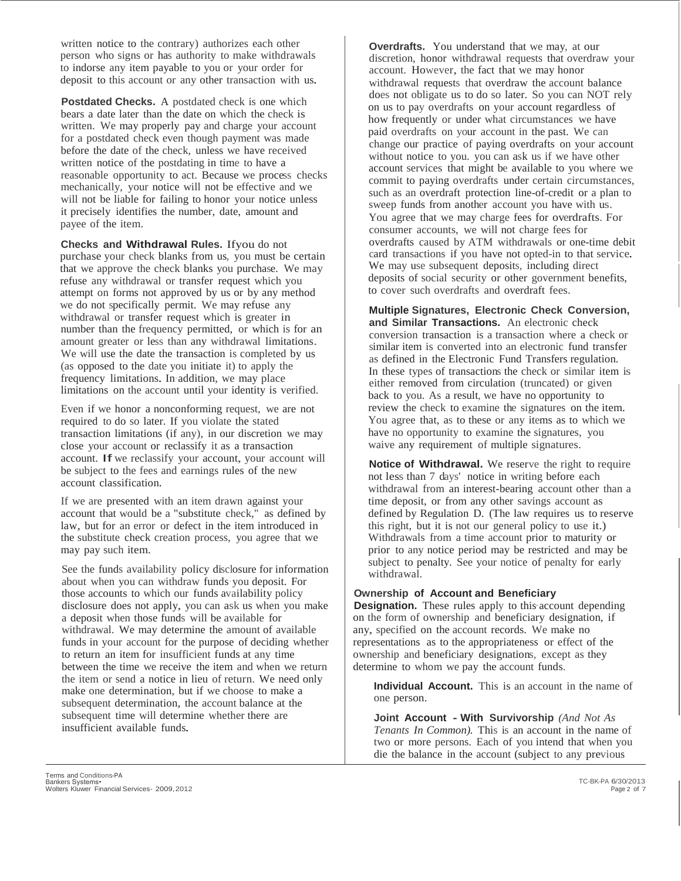written notice to the contrary) authorizes each other person who signs or has authority to make withdrawals to indorse any item payable to you or your order for deposit to this account or any other transaction with us.

**Postdated Checks.** A postdated check is one which bears a date later than the date on which the check is written. We may properly pay and charge your account for a postdated check even though payment was made before the date of the check, unless we have received written notice of the postdating in time to have a reasonable opportunity to act. Because we process checks mechanically, your notice will not be effective and we will not be liable for failing to honor your notice unless it precisely identifies the number, date, amount and payee of the item.

**Checks and Withdrawal Rules.** If you do not purchase your check blanks from us, you must be certain that we approve the check blanks you purchase. We may refuse any withdrawal or transfer request which you attempt on forms not approved by us or by any method we do not specifically permit. We may refuse any withdrawal or transfer request which is greater in number than the frequency permitted, or which is for an amount greater or less than any withdrawal limitations. We will use the date the transaction is completed by us (as opposed to the date you initiate it) to apply the frequency limitations. In addition, we may place limitations on the account until your identity is verified.

Even if we honor a nonconforming request, we are not required to do so later. If you violate the stated transaction limitations (if any), in our discretion we may close your account or reclassify it as a transaction account. If we reclassify your account, your account will be subject to the fees and earnings rules of the new account classification.

If we are presented with an item drawn against your account that would be a "substitute check," as defined by law, but for an error or defect in the item introduced in the substitute check creation process, you agree that we may pay such item.

See the funds availability policy disclosure for information about when you can withdraw funds you deposit. For those accounts to which our funds availability policy disclosure does not apply, you can ask us when you make a deposit when those funds will be available for withdrawal. We may determine the amount of available funds in your account for the purpose of deciding whether to return an item for insufficient funds at any time between the time we receive the item and when we return the item or send a notice in lieu of return. We need only make one determination, but if we choose to make a subsequent determination, the account balance at the subsequent time will determine whether there are insufficient available funds.

**Overdrafts.** You understand that we may, at our discretion, honor withdrawal requests that overdraw your account. However, the fact that we may honor withdrawal requests that overdraw the account balance does not obligate us to do so later. So you can NOT rely on us to pay overdrafts on your account regardless of how frequently or under what circumstances we have paid overdrafts on your account in the past. We can change our practice of paying overdrafts on your account without notice to you. you can ask us if we have other account services that might be available to you where we commit to paying overdrafts under certain circumstances, such as an overdraft protection line-of-credit or a plan to sweep funds from another account you have with us. You agree that we may charge fees for overdrafts. For consumer accounts, we will not charge fees for overdrafts caused by ATM withdrawals or one-time debit card transactions if you have not opted-in to that service. We may use subsequent deposits, including direct deposits of social security or other government benefits, to cover such overdrafts and overdraft fees.

**Multiple Signatures, Electronic Check Conversion, and Similar Transactions.** An electronic check conversion transaction is a transaction where a check or similar item is converted into an electronic fund transfer as defined in the Electronic Fund Transfers regulation. In these types of transactions the check or similar item is either removed from circulation (truncated) or given back to you. As a result, we have no opportunity to review the check to examine the signatures on the item. You agree that, as to these or any items as to which we have no opportunity to examine the signatures, you waive any requirement of multiple signatures.

**Notice of Withdrawal.** We reserve the right to require not less than 7 days' notice in writing before each withdrawal from an interest-bearing account other than a time deposit, or from any other savings account as defined by Regulation D. (The law requires us to reserve this right, but it is not our general policy to use it.) Withdrawals from a time account prior to maturity or prior to any notice period may be restricted and may be subject to penalty. See your notice of penalty for early withdrawal.

**Ownership of Account and Beneficiary Designation.** These rules apply to this account depending on the form of ownership and beneficiary designation, if any, specified on the account records. We make no representations as to the appropriateness or effect of the ownership and beneficiary designations, except as they determine to whom we pay the account funds.

**Individual Account.** This is an account in the name of one person.

**Joint Account - With Survivorship** *(And Not As Tenants In Common).* This is an account in the name of two or more persons. Each of you intend that when you die the balance in the account (subject to any previous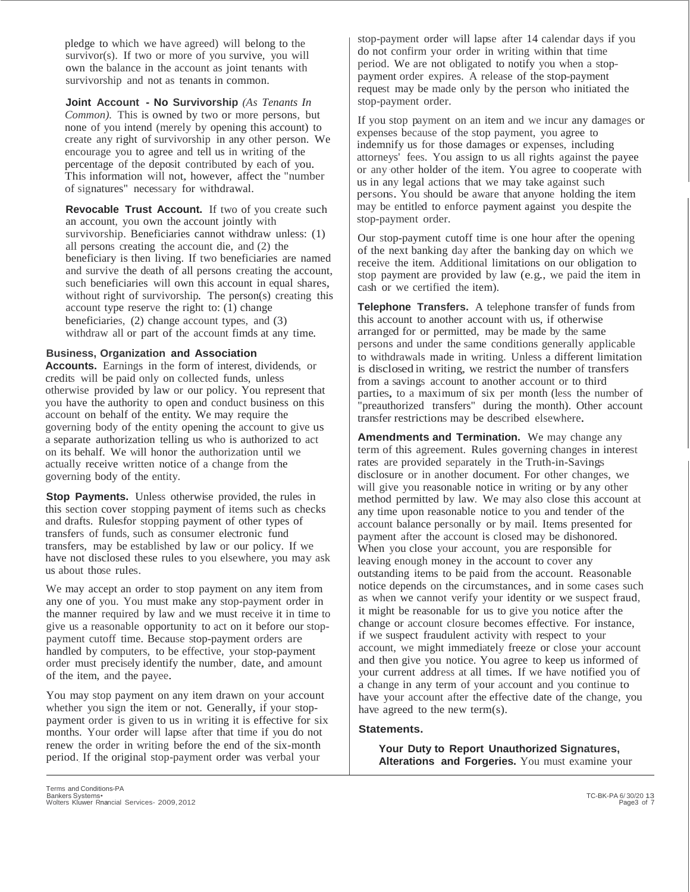pledge to which we have agreed) will belong to the survivor(s). If two or more of you survive, you will own the balance in the account as joint tenants with survivorship and not as tenants in common.

**Joint Account - No Survivorship** *(As Tenants In Common).* This is owned by two or more persons, but none of you intend (merely by opening this account) to create any right of survivorship in any other person. We encourage you to agree and tell us in writing of the percentage of the deposit contributed by each of you. This information will not, however, affect the "number of signatures" necessary for withdrawal.

**Revocable Trust Account.** If two of you create such an account, you own the account jointly with survivorship. Beneficiaries cannot withdraw unless: (1) all persons creating the account die, and (2) the beneficiary is then living. If two beneficiaries are named and survive the death of all persons creating the account, such beneficiaries will own this account in equal shares, without right of survivorship. The person(s) creating this account type reserve the right to: (1) change beneficiaries, (2) change account types, and (3) withdraw all or part of the account fimds at any time.

**Business, Organization and Association Accounts.** Earnings in the form of interest, dividends, or credits will be paid only on collected funds, unless otherwise provided by law or our policy. You represent that you have the authority to open and conduct business on this account on behalf of the entity. We may require the governing body of the entity opening the account to give us a separate authorization telling us who is authorized to act on its behalf. We will honor the authorization until we actually receive written notice of a change from the governing body of the entity.

**Stop Payments.** Unless otherwise provided, the rules in this section cover stopping payment of items such as checks and drafts. Rulesfor stopping payment of other types of transfers of funds, such as consumer electronic fund transfers, may be established by law or our policy. If we have not disclosed these rules to you elsewhere, you may ask us about those rules.

We may accept an order to stop payment on any item from any one of you. You must make any stop-payment order in the manner required by law and we must receive it in time to give us a reasonable opportunity to act on it before our stop-payment cutoff time. Because stop-payment orders are handled by computers, to be effective, your stop-payment order must precisely identify the number, date, and amount of the item, and the payee.

You may stop payment on any item drawn on your account whether you sign the item or not. Generally, if your stop-payment order is given to us in writing it is effective for six months. Your order will lapse after that time if you do not renew the order in writing before the end of the six-month period. If the original stop-payment order was verbal your stop-payment order will lapse after 14 calendar days if you do not confirm your order in writing within that time period. We are not obligated to notify you when a stop-payment order expires. A release of the stop-payment request may be made only by the person who initiated the stop-payment order.

If you stop payment on an item and we incur any damages or expenses because of the stop payment, you agree to indemnify us for those damages or expenses, including attorneys' fees. You assign to us all rights against the payee or any other holder of the item. You agree to cooperate with us in any legal actions that we may take against such persons. You should be aware that anyone holding the item may be entitled to enforce payment against you despite the stop-payment order.

Our stop-payment cutoff time is one hour after the opening of the next banking day after the banking day on which we receive the item. Additional limitations on our obligation to stop payment are provided by law (e.g., we paid the item in cash or we certified the item).

**Telephone Transfers.** A telephone transfer of funds from this account to another account with us, if otherwise arranged for or permitted, may be made by the same persons and under the same conditions generally applicable to withdrawals made in writing. Unless a different limitation is disclosed in writing, we restrict the number of transfers from a savings account to another account or to third parties, to a maximum of six per month (less the number of "preauthorized transfers" during the month). Other account transfer restrictions may be described elsewhere.

**Amendments and Termination.** We may change any term of this agreement. Rules governing changes in interest rates are provided separately in the Truth-in-Savings disclosure or in another document. For other changes, we will give you reasonable notice in writing or by any other method permitted by law. We may also close this account at any time upon reasonable notice to you and tender of the account balance personally or by mail. Items presented for payment after the account is closed may be dishonored. When you close your account, you are responsible for leaving enough money in the account to cover any outstanding items to be paid from the account. Reasonable notice depends on the circumstances, and in some cases such as when we cannot verify your identity or we suspect fraud, it might be reasonable for us to give you notice after the change or account closure becomes effective. For instance, if we suspect fraudulent activity with respect to your account, we might immediately freeze or close your account and then give you notice. You agree to keep us informed of your current address at all times. If we have notified you of a change in any term of your account and you continue to have your account after the effective date of the change, you have agreed to the new term(s).

**Statements.**

**Your Duty to Report Unauthorized Signatures, Alterations and Forgeries.** You must examine your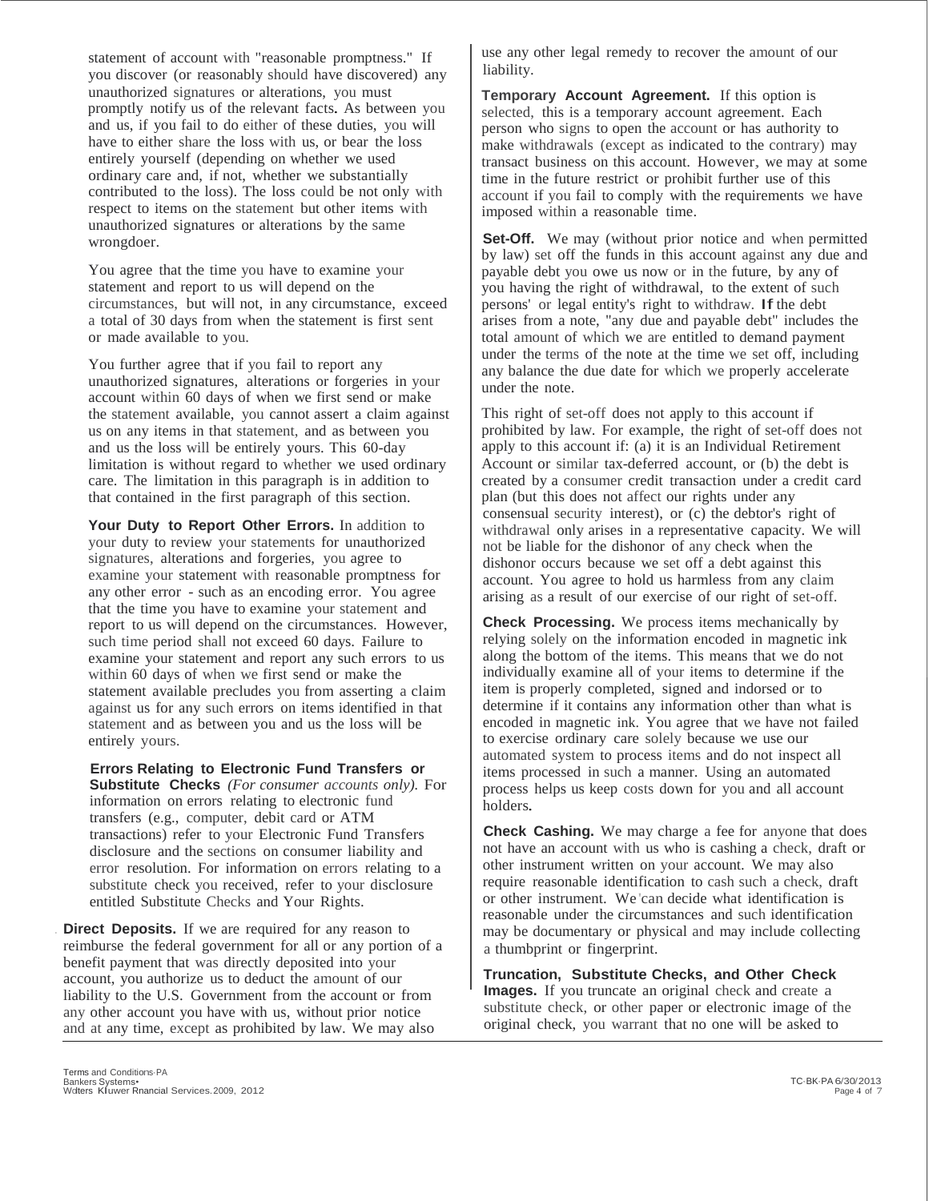statement of account with "reasonable promptness." If you discover (or reasonably should have discovered) any unauthorized signatures or alterations, you must promptly notify us of the relevant facts. As between you and us, if you fail to do either of these duties, you will have to either share the loss with us, or bear the loss entirely yourself (depending on whether we used ordinary care and, if not, whether we substantially contributed to the loss). The loss could be not only with respect to items on the statement but other items with unauthorized signatures or alterations by the same wrongdoer.

You agree that the time you have to examine your statement and report to us will depend on the circumstances, but will not, in any circumstance, exceed a total of 30 days from when the statement is first sent or made available to you.

You further agree that if you fail to report any unauthorized signatures, alterations or forgeries in your account within 60 days of when we first send or make the statement available, you cannot assert a claim against us on any items in that statement, and as between you and us the loss will be entirely yours. This 60-day limitation is without regard to whether we used ordinary care. The limitation in this paragraph is in addition to that contained in the first paragraph of this section.

**Your Duty to Report Other Errors.** In addition to your duty to review your statements for unauthorized signatures, alterations and forgeries, you agree to examine your statement with reasonable promptness for any other error - such as an encoding error. You agree that the time you have to examine your statement and report to us will depend on the circumstances. However, such time period shall not exceed 60 days. Failure to examine your statement and report any such errors to us within 60 days of when we first send or make the statement available precludes you from asserting a claim against us for any such errors on items identified in that statement and as between you and us the loss will be entirely yours.

**Errors Relating to Electronic Fund Transfers or Substitute Checks** *(For consumer accounts only).* For information on errors relating to electronic fund transfers (e.g., computer, debit card or ATM transactions) refer to your Electronic Fund Transfers disclosure and the sections on consumer liability and error resolution. For information on errors relating to a substitute check you received, refer to your disclosure entitled Substitute Checks and Your Rights.

**Direct Deposits.** If we are required for any reason to reimburse the federal government for all or any portion of a benefit payment that was directly deposited into your account, you authorize us to deduct the amount of our liability to the U.S. Government from the account or from any other account you have with us, without prior notice and at any time, except as prohibited by law. We may also use any other legal remedy to recover the amount of our liability.

**Temporary Account Agreement.** If this option is selected, this is a temporary account agreement. Each person who signs to open the account or has authority to make withdrawals (except as indicated to the contrary) may transact business on this account. However, we may at some time in the future restrict or prohibit further use of this account if you fail to comply with the requirements we have imposed within a reasonable time.

**Set-Off.** We may (without prior notice and when permitted by law) set off the funds in this account against any due and payable debt you owe us now or in the future, by any of you having the right of withdrawal, to the extent of such persons' or legal entity's right to withdraw. If the debt arises from a note, "any due and payable debt" includes the total amount of which we are entitled to demand payment under the terms of the note at the time we set off, including any balance the due date for which we properly accelerate under the note.

This right of set-off does not apply to this account if prohibited by law. For example, the right of set-off does not apply to this account if: (a) it is an Individual Retirement Account or similar tax-deferred account, or (b) the debt is created by a consumer credit transaction under a credit card plan (but this does not affect our rights under any consensual security interest), or (c) the debtor's right of withdrawal only arises in a representative capacity. We will not be liable for the dishonor of any check when the dishonor occurs because we set off a debt against this account. You agree to hold us harmless from any claim arising as a result of our exercise of our right of set-off.

**Check Processing.** We process items mechanically by relying solely on the information encoded in magnetic ink along the bottom of the items. This means that we do not individually examine all of your items to determine if the item is properly completed, signed and indorsed or to determine if it contains any information other than what is encoded in magnetic ink. You agree that we have not failed to exercise ordinary care solely because we use our automated system to process items and do not inspect all items processed in such a manner. Using an automated process helps us keep costs down for you and all account holders.

**Check Cashing.** We may charge a fee for anyone that does not have an account with us who is cashing a check, draft or other instrument written on your account. We may also require reasonable identification to cash such a check, draft or other instrument. We can decide what identification is reasonable under the circumstances and such identification may be documentary or physical and may include collecting a thumbprint or fingerprint.

**Truncation, Substitute Checks, and Other Check Images.** If you truncate an original check and create a substitute check, or other paper or electronic image of the original check, you warrant that no one will be asked to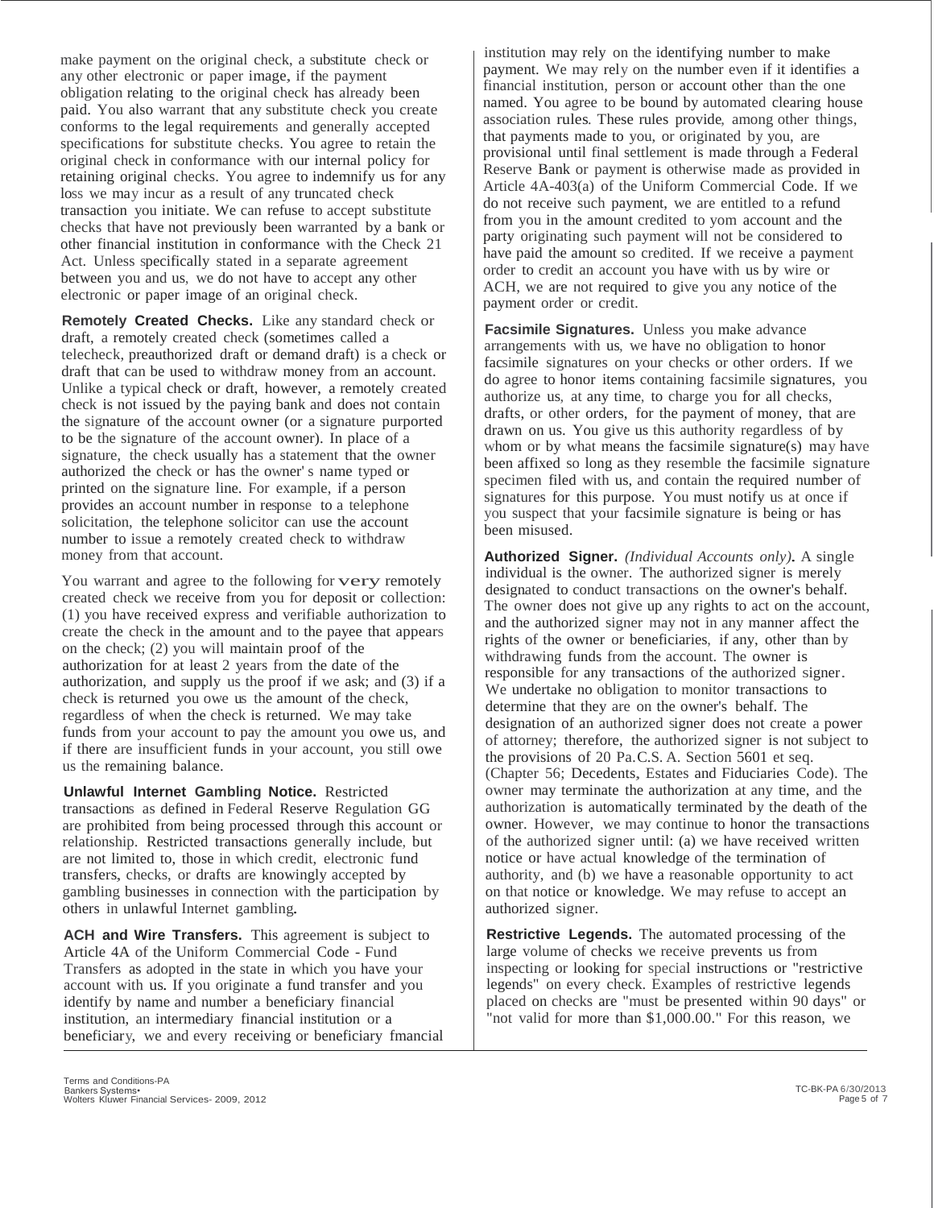make payment on the original check, a substitute check or any other electronic or paper image, if the payment obligation relating to the original check has already been paid. You also warrant that any substitute check you create conforms to the legal requirements and generally accepted specifications for substitute checks. You agree to retain the original check in conformance with our internal policy for retaining original checks. You agree to indemnify us for any loss we may incur as a result of any truncated check transaction you initiate. We can refuse to accept substitute checks that have not previously been warranted by a bank or other financial institution in conformance with the Check 21 Act. Unless specifically stated in a separate agreement between you and us, we do not have to accept any other electronic or paper image of an original check.

**Remotely Created Checks.** Like any standard check or draft, a remotely created check (sometimes called a telecheck, preauthorized draft or demand draft) is a check or draft that can be used to withdraw money from an account. Unlike a typical check or draft, however, a remotely created check is not issued by the paying bank and does not contain the signature of the account owner (or a signature purported to be the signature of the account owner). In place of a signature, the check usually has a statement that the owner authorized the check or has the owner's name typed or printed on the signature line. For example, if a person provides an account number in response to a telephone solicitation, the telephone solicitor can use the account number to issue a remotely created check to withdraw money from that account.

You warrant and agree to the following for very remotely created check we receive from you for deposit or collection: (1) you have received express and verifiable authorization to create the check in the amount and to the payee that appears on the check; (2) you will maintain proof of the authorization for at least 2 years from the date of the authorization, and supply us the proof if we ask; and (3) if a check is returned you owe us the amount of the check, regardless of when the check is returned. We may take funds from your account to pay the amount you owe us, and if there are insufficient funds in your account, you still owe us the remaining balance.

**Unlawful Internet Gambling Notice.** Restricted transactions as defined in Federal Reserve Regulation GG are prohibited from being processed through this account or relationship. Restricted transactions generally include, but are not limited to, those in which credit, electronic fund transfers, checks, or drafts are knowingly accepted by gambling businesses in connection with the participation by others in unlawful Internet gambling.

**ACH and Wire Transfers.** This agreement is subject to Article 4A of the Uniform Commercial Code - Fund Transfers as adopted in the state in which you have your account with us. If you originate a fund transfer and you identify by name and number a beneficiary financial institution, an intermediary financial institution or a beneficiary, we and every receiving or beneficiary fmancial institution may rely on the identifying number to make payment. We may rely on the number even if it identifies a financial institution, person or account other than the one named. You agree to be bound by automated clearing house association rules. These rules provide, among other things, that payments made to you, or originated by you, are provisional until final settlement is made through a Federal Reserve Bank or payment is otherwise made as provided in Article 4A-403(a) of the Uniform Commercial Code. If we do not receive such payment, we are entitled to a refund from you in the amount credited to yom account and the party originating such payment will not be considered to have paid the amount so credited. If we receive a payment order to credit an account you have with us by wire or ACH, we are not required to give you any notice of the payment order or credit.

**Facsimile Signatures.** Unless you make advance arrangements with us, we have no obligation to honor facsimile signatures on your checks or other orders. If we do agree to honor items containing facsimile signatures, you authorize us, at any time, to charge you for all checks, drafts, or other orders, for the payment of money, that are drawn on us. You give us this authority regardless of by whom or by what means the facsimile signature(s) may have been affixed so long as they resemble the facsimile signature specimen filed with us, and contain the required number of signatures for this purpose. You must notify us at once if you suspect that your facsimile signature is being or has been misused.

**Authorized Signer.** *(Individual Accounts only)*. A single individual is the owner. The authorized signer is merely designated to conduct transactions on the owner's behalf. The owner does not give up any rights to act on the account, and the authorized signer may not in any manner affect the rights of the owner or beneficiaries, if any, other than by withdrawing funds from the account. The owner is responsible for any transactions of the authorized signer. We undertake no obligation to monitor transactions to determine that they are on the owner's behalf. The designation of an authorized signer does not create a power of attorney; therefore, the authorized signer is not subject to the provisions of 20 Pa.C.S. A. Section 5601 et seq. (Chapter 56; Decedents, Estates and Fiduciaries Code). The owner may terminate the authorization at any time, and the authorization is automatically terminated by the death of the owner. However, we may continue to honor the transactions of the authorized signer until: (a) we have received written notice or have actual knowledge of the termination of authority, and (b) we have a reasonable opportunity to act on that notice or knowledge. We may refuse to accept an authorized signer.

**Restrictive Legends.** The automated processing of the large volume of checks we receive prevents us from inspecting or looking for special instructions or "restrictive legends" on every check. Examples of restrictive legends placed on checks are "must be presented within 90 days" or "not valid for more than $1,000.00." For this reason, we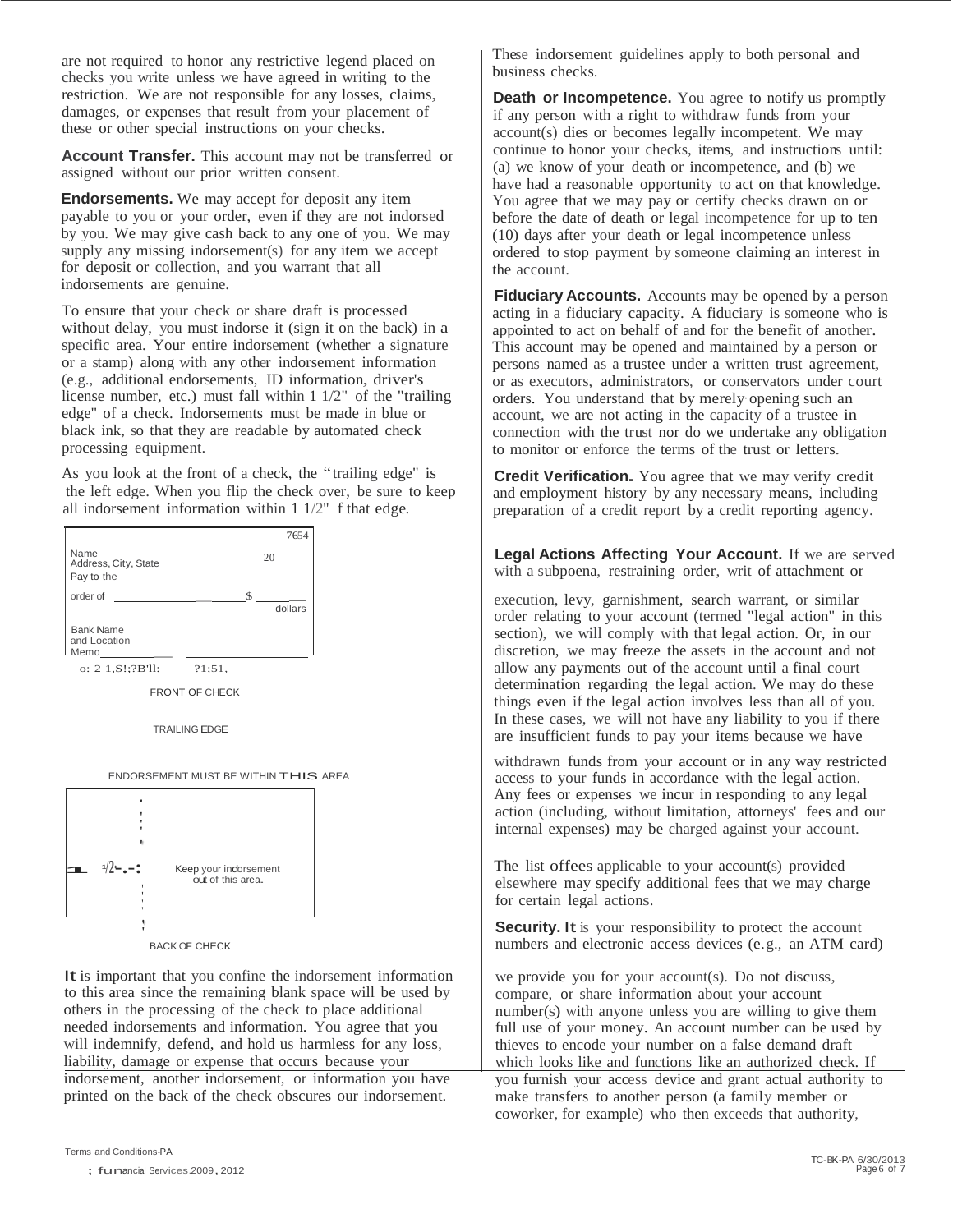are not required to honor any restrictive legend placed on checks you write unless we have agreed in writing to the restriction. We are not responsible for any losses, claims, damages, or expenses that result from your placement of these or other special instructions on your checks.

**Account Transfer.** This account may not be transferred or assigned without our prior written consent.

**Endorsements.** We may accept for deposit any item payable to you or your order, even if they are not indorsed by you. We may give cash back to any one of you. We may supply any missing indorsement(s) for any item we accept for deposit or collection, and you warrant that all indorsements are genuine.

To ensure that your check or share draft is processed without delay, you must indorse it (sign it on the back) in a specific area. Your entire indorsement (whether a signature or a stamp) along with any other indorsement information (e.g., additional endorsements, ID information, driver's license number, etc.) must fall within 1 1/2" of the "trailing edge" of a check. Indorsements must be made in blue or black ink, so that they are readable by automated check processing equipment.

As you look at the front of a check, the "trailing edge" is the left edge. When you flip the check over, be sure to keep all indorsement information within 1 1/2" f that edge.

7654

Name
Address, City, State
Pay to the

20

order of $

dollars

Bank Name
and Location
Memo

FRONT OF CHECK

TRAILING EDGE

ENDORSEMENT MUST BE WITHIN THIS AREA

1/2"

Keep your indorsement out of this area.

BACK OF CHECK

It is important that you confine the indorsement information to this area since the remaining blank space will be used by others in the processing of the check to place additional needed indorsements and information. You agree that you will indemnify, defend, and hold us harmless for any loss, liability, damage or expense that occurs because your indorsement, another indorsement, or information you have printed on the back of the check obscures our indorsement.

These indorsement guidelines apply to both personal and business checks.

**Death or Incompetence.** You agree to notify us promptly if any person with a right to withdraw funds from your account(s) dies or becomes legally incompetent. We may continue to honor your checks, items, and instructions until: (a) we know of your death or incompetence, and (b) we have had a reasonable opportunity to act on that knowledge. You agree that we may pay or certify checks drawn on or before the date of death or legal incompetence for up to ten (10) days after your death or legal incompetence unless ordered to stop payment by someone claiming an interest in the account.

**Fiduciary Accounts.** Accounts may be opened by a person acting in a fiduciary capacity. A fiduciary is someone who is appointed to act on behalf of and for the benefit of another. This account may be opened and maintained by a person or persons named as a trustee under a written trust agreement, or as executors, administrators, or conservators under court orders. You understand that by merely opening such an account, we are not acting in the capacity of a trustee in connection with the trust nor do we undertake any obligation to monitor or enforce the terms of the trust or letters.

**Credit Verification.** You agree that we may verify credit and employment history by any necessary means, including preparation of a credit report by a credit reporting agency.

**Legal Actions Affecting Your Account.** If we are served with a subpoena, restraining order, writ of attachment or execution, levy, garnishment, search warrant, or similar order relating to your account (termed "legal action" in this section), we will comply with that legal action. Or, in our discretion, we may freeze the assets in the account and not allow any payments out of the account until a final court determination regarding the legal action. We may do these things even if the legal action involves less than all of you. In these cases, we will not have any liability to you if there are insufficient funds to pay your items because we have withdrawn funds from your account or in any way restricted access to your funds in accordance with the legal action. Any fees or expenses we incur in responding to any legal action (including, without limitation, attorneys' fees and our internal expenses) may be charged against your account.

The list offees applicable to your account(s) provided elsewhere may specify additional fees that we may charge for certain legal actions.

**Security.** It is your responsibility to protect the account numbers and electronic access devices (e.g., an ATM card) we provide you for your account(s). Do not discuss, compare, or share information about your account number(s) with anyone unless you are willing to give them full use of your money. An account number can be used by thieves to encode your number on a false demand draft which looks like and functions like an authorized check. If you furnish your access device and grant actual authority to make transfers to another person (a family member or coworker, for example) who then exceeds that authority,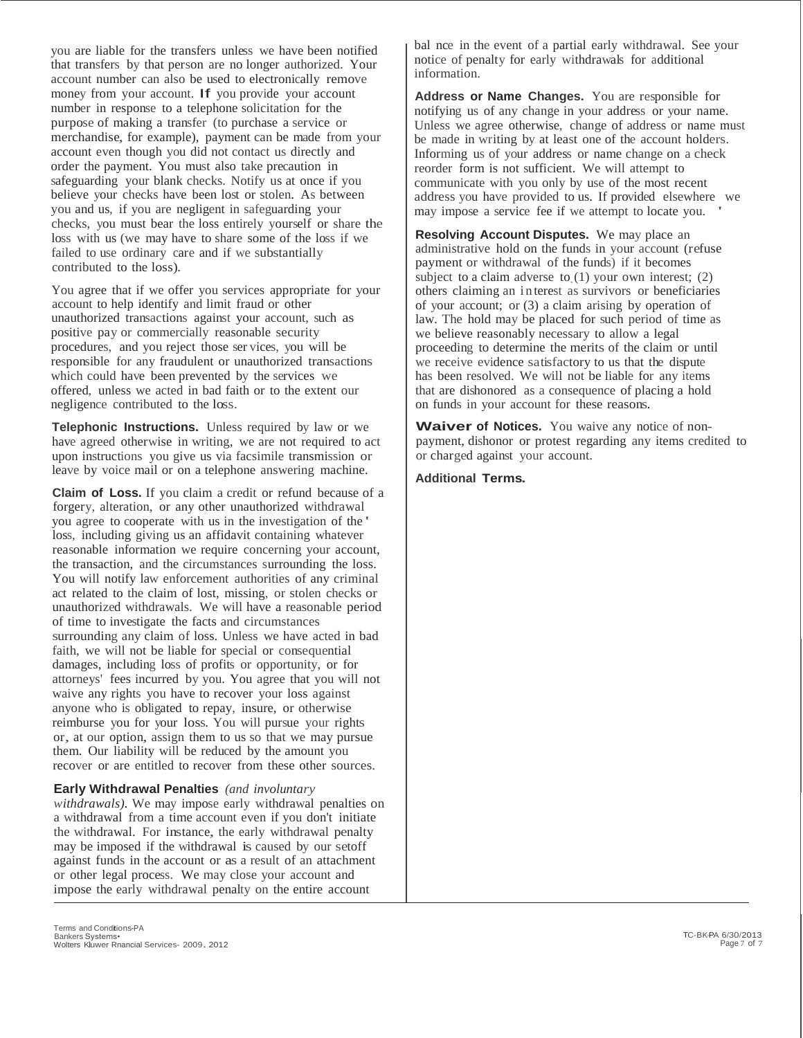you are liable for the transfers unless we have been notified that transfers by that person are no longer authorized. Your account number can also be used to electronically remove money from your account. If you provide your account number in response to a telephone solicitation for the purpose of making a transfer (to purchase a service or merchandise, for example), payment can be made from your account even though you did not contact us directly and order the payment. You must also take precaution in safeguarding your blank checks. Notify us at once if you believe your checks have been lost or stolen. As between you and us, if you are negligent in safeguarding your checks, you must bear the loss entirely yourself or share the loss with us (we may have to share some of the loss if we failed to use ordinary care and if we substantially contributed to the loss).

You agree that if we offer you services appropriate for your account to help identify and limit fraud or other unauthorized transactions against your account, such as positive pay or commercially reasonable security procedures, and you reject those services, you will be responsible for any fraudulent or unauthorized transactions which could have been prevented by the services we offered, unless we acted in bad faith or to the extent our negligence contributed to the loss.

**Telephonic Instructions.** Unless required by law or we have agreed otherwise in writing, we are not required to act upon instructions you give us via facsimile transmission or leave by voice mail or on a telephone answering machine.

**Claim of Loss.** If you claim a credit or refund because of a forgery, alteration, or any other unauthorized withdrawal you agree to cooperate with us in the investigation of the loss, including giving us an affidavit containing whatever reasonable information we require concerning your account, the transaction, and the circumstances surrounding the loss. You will notify law enforcement authorities of any criminal act related to the claim of lost, missing, or stolen checks or unauthorized withdrawals. We will have a reasonable period of time to investigate the facts and circumstances surrounding any claim of loss. Unless we have acted in bad faith, we will not be liable for special or consequential damages, including loss of profits or opportunity, or for attorneys' fees incurred by you. You agree that you will not waive any rights you have to recover your loss against anyone who is obligated to repay, insure, or otherwise reimburse you for your loss. You will pursue your rights or, at our option, assign them to us so that we may pursue them. Our liability will be reduced by the amount you recover or are entitled to recover from these other sources.

**Early Withdrawal Penalties** *(and involuntary withdrawals).* We may impose early withdrawal penalties on a withdrawal from a time account even if you don't initiate the withdrawal. For instance, the early withdrawal penalty may be imposed if the withdrawal is caused by our setoff against funds in the account or as a result of an attachment or other legal process. We may close your account and impose the early withdrawal penalty on the entire account balance in the event of a partial early withdrawal. See your notice of penalty for early withdrawals for additional information.

**Address or Name Changes.** You are responsible for notifying us of any change in your address or your name. Unless we agree otherwise, change of address or name must be made in writing by at least one of the account holders. Informing us of your address or name change on a check reorder form is not sufficient. We will attempt to communicate with you only by use of the most recent address you have provided to us. If provided elsewhere we may impose a service fee if we attempt to locate you.

**Resolving Account Disputes.** We may place an administrative hold on the funds in your account (refuse payment or withdrawal of the funds) if it becomes subject to a claim adverse to (1) your own interest; (2) others claiming an interest as survivors or beneficiaries of your account; or (3) a claim arising by operation of law. The hold may be placed for such period of time as we believe reasonably necessary to allow a legal proceeding to determine the merits of the claim or until we receive evidence satisfactory to us that the dispute has been resolved. We will not be liable for any items that are dishonored as a consequence of placing a hold on funds in your account for these reasons.

**Waiver of Notices.** You waive any notice of non-payment, dishonor or protest regarding any items credited to or charged against your account.

**Additional Terms.**

Terms and Conditions-PA
Bankers Systems•
Wolters Kluwer Financial Services- 2009, 2012

TC-BK-PA 6/30/2013